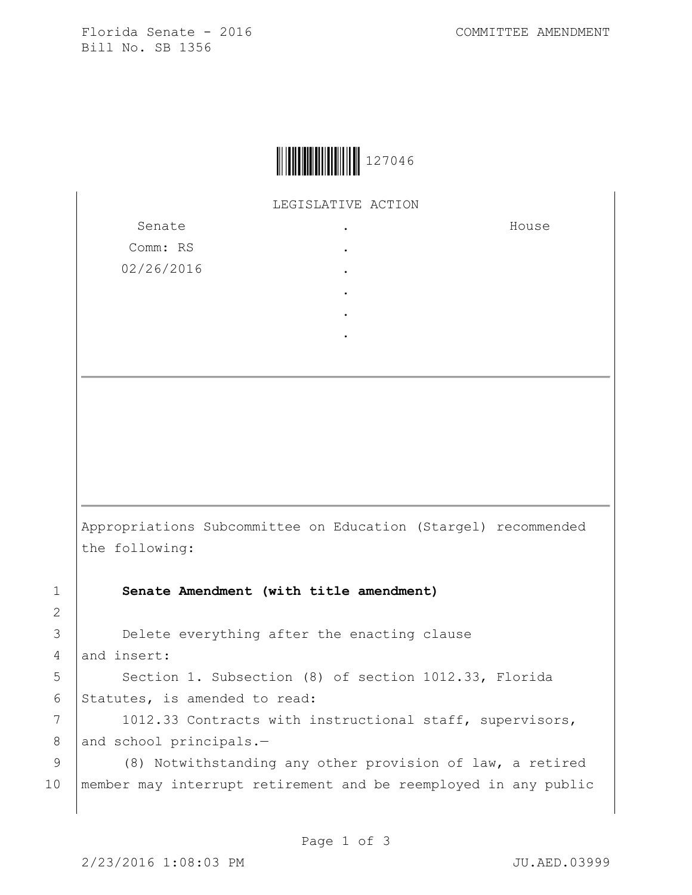Florida Senate - 2016
Bill No. SB 1356

COMMITTEE AMENDMENT

127046

LEGISLATIVE ACTION

| Senate | . | House |
|---|---|---|
| Comm: RS | . | |
| 02/26/2016 | . | |
| | . | |
| | . | |
| | . | |

---

---

Appropriations Subcommittee on Education (Stargel) recommended the following:

1 **Senate Amendment (with title amendment)**

2

3 Delete everything after the enacting clause
4 and insert:
5 Section 1. Subsection (8) of section 1012.33, Florida
6 Statutes, is amended to read:
7 1012.33 Contracts with instructional staff, supervisors,
8 and school principals.—
9 (8) Notwithstanding any other provision of law, a retired
10 member may interrupt retirement and be reemployed in any public

2/23/2016 1:08:03 PM JU.AED.03999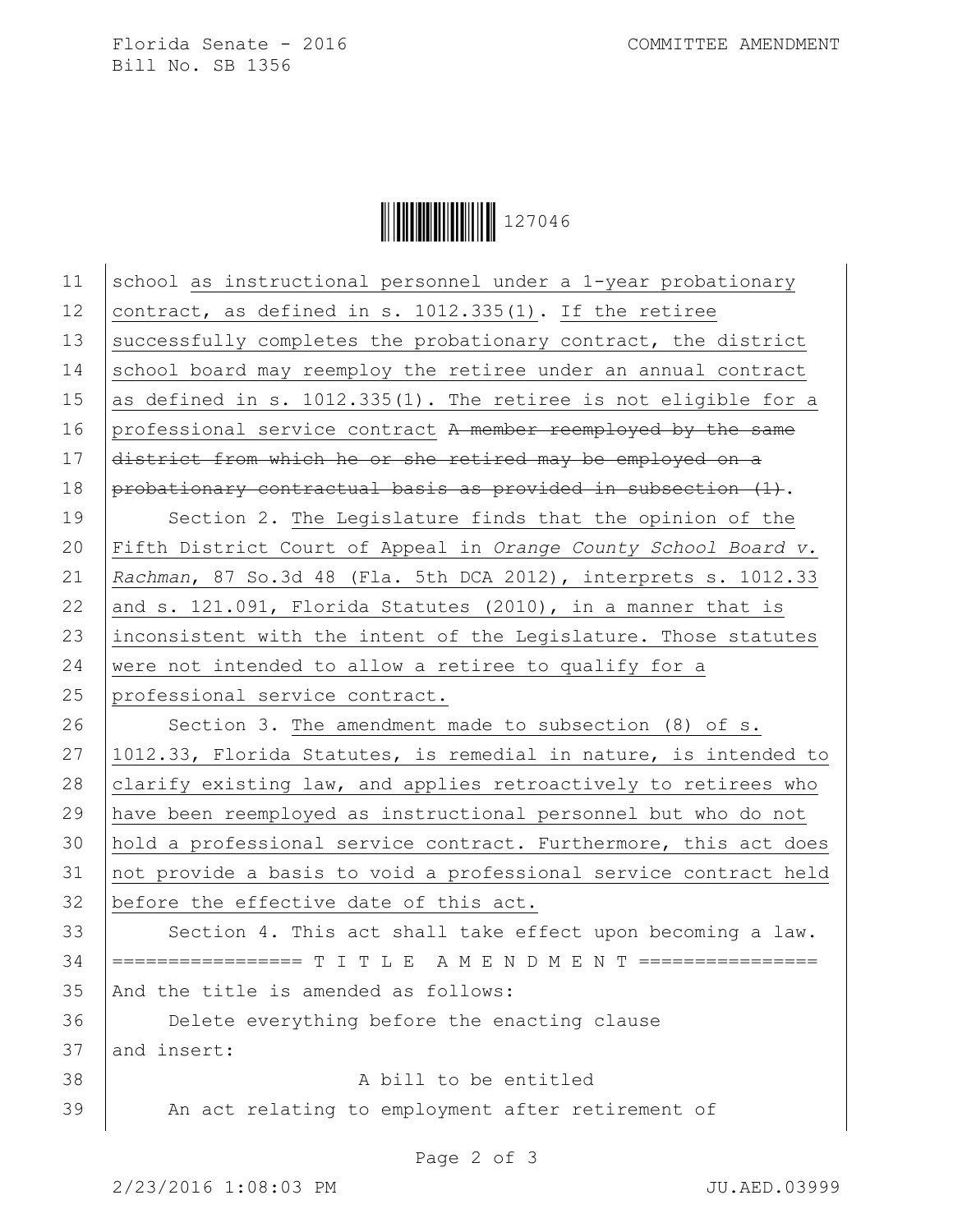school <u>as instructional personnel under a 1-year probationary contract, as defined in s. 1012.335(1). If the retiree successfully completes the probationary contract, the district school board may reemploy the retiree under an annual contract as defined in s. 1012.335(1). The retiree is not eligible for a professional service contract</u> ~~A member reemployed by the same district from which he or she retired may be employed on a probationary contractual basis as provided in subsection (1)~~.

Section 2. <u>The Legislature finds that the opinion of the Fifth District Court of Appeal in *Orange County School Board v. Rachman*, 87 So.3d 48 (Fla. 5th DCA 2012), interprets s. 1012.33 and s. 121.091, Florida Statutes (2010), in a manner that is inconsistent with the intent of the Legislature. Those statutes were not intended to allow a retiree to qualify for a professional service contract.</u>

Section 3. <u>The amendment made to subsection (8) of s. 1012.33, Florida Statutes, is remedial in nature, is intended to clarify existing law, and applies retroactively to retirees who have been reemployed as instructional personnel but who do not hold a professional service contract. Furthermore, this act does not provide a basis to void a professional service contract held before the effective date of this act.</u>

Section 4. This act shall take effect upon becoming a law.

================= T I T L E  A M E N D M E N T ================

And the title is amended as follows:

Delete everything before the enacting clause and insert:

A bill to be entitled

An act relating to employment after retirement of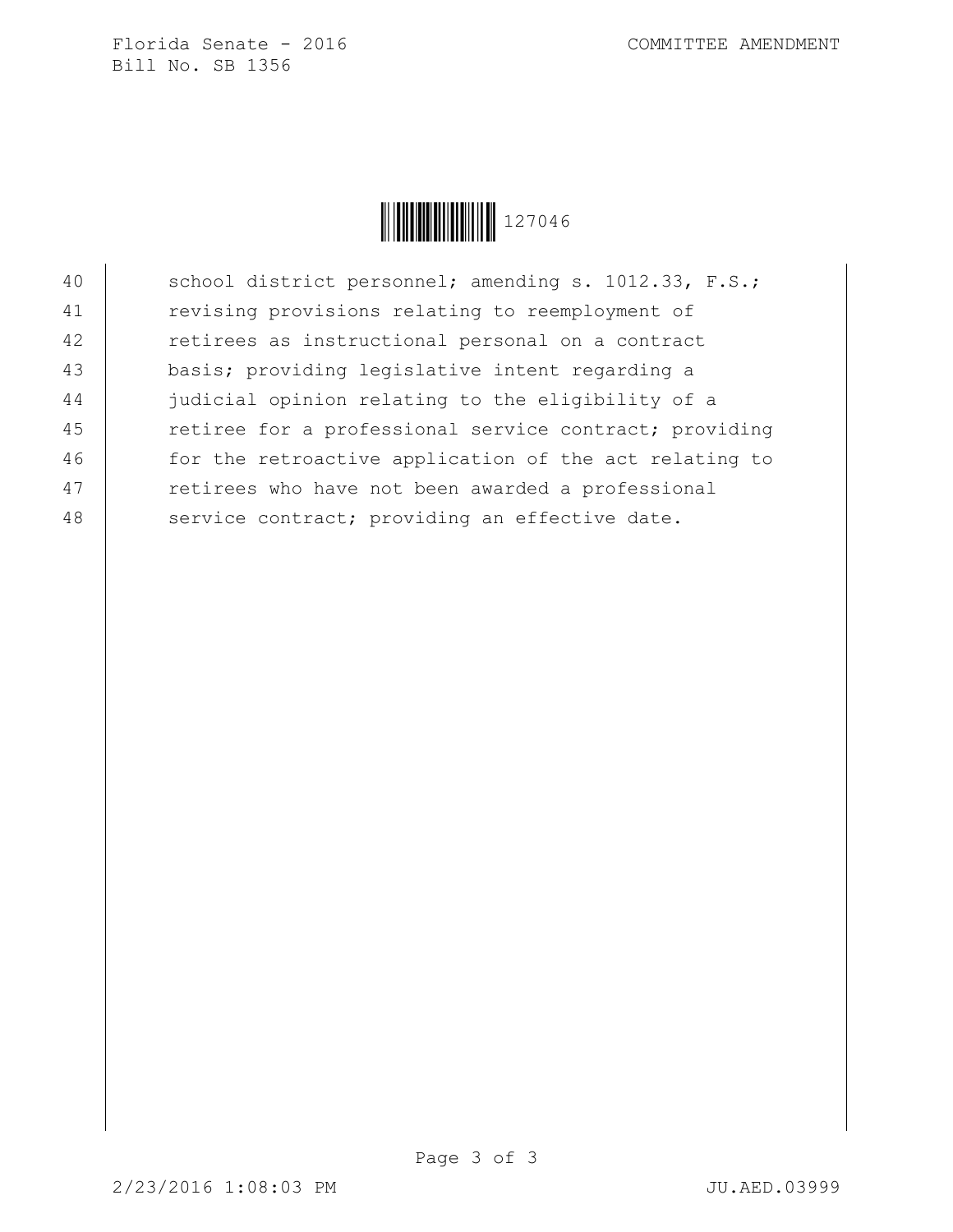40 school district personnel; amending s. 1012.33, F.S.;
41 revising provisions relating to reemployment of
42 retirees as instructional personal on a contract
43 basis; providing legislative intent regarding a
44 judicial opinion relating to the eligibility of a
45 retiree for a professional service contract; providing
46 for the retroactive application of the act relating to
47 retirees who have not been awarded a professional
48 service contract; providing an effective date.